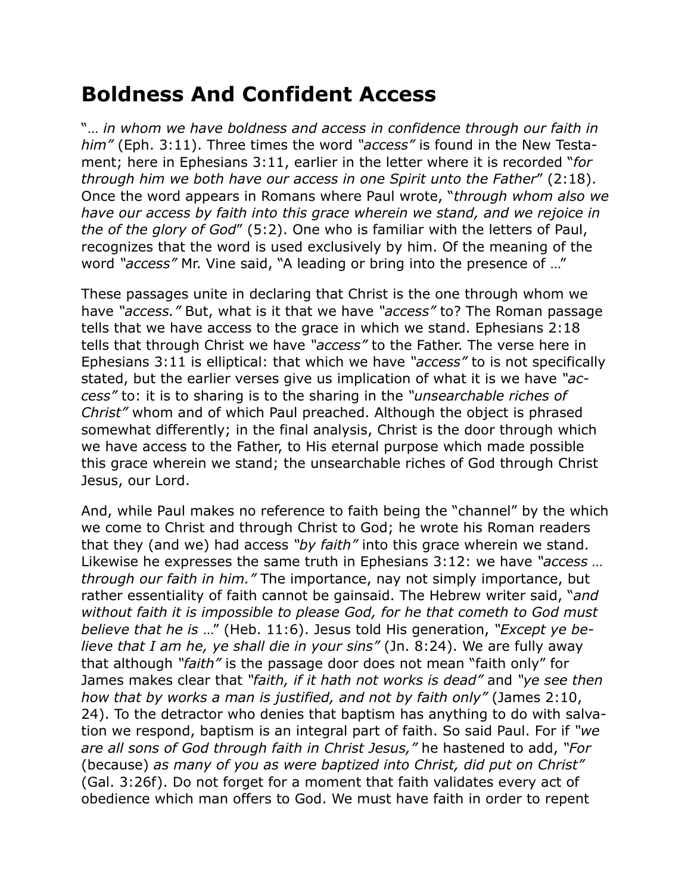# Boldness And Confident Access

"… *in whom we have boldness and access in confidence through our faith in him"* (Eph. 3:11). Three times the word *"access"* is found in the New Testament; here in Ephesians 3:11, earlier in the letter where it is recorded "*for through him we both have our access in one Spirit unto the Father*" (2:18). Once the word appears in Romans where Paul wrote, "*through whom also we have our access by faith into this grace wherein we stand, and we rejoice in the of the glory of God*" (5:2). One who is familiar with the letters of Paul, recognizes that the word is used exclusively by him. Of the meaning of the word *"access"* Mr. Vine said, "A leading or bring into the presence of …"

These passages unite in declaring that Christ is the one through whom we have *"access."* But, what is it that we have *"access"* to? The Roman passage tells that we have access to the grace in which we stand. Ephesians 2:18 tells that through Christ we have *"access"* to the Father. The verse here in Ephesians 3:11 is elliptical: that which we have *"access"* to is not specifically stated, but the earlier verses give us implication of what it is we have *"access"* to: it is to sharing is to the sharing in the *"unsearchable riches of Christ"* whom and of which Paul preached. Although the object is phrased somewhat differently; in the final analysis, Christ is the door through which we have access to the Father, to His eternal purpose which made possible this grace wherein we stand; the unsearchable riches of God through Christ Jesus, our Lord.

And, while Paul makes no reference to faith being the "channel" by the which we come to Christ and through Christ to God; he wrote his Roman readers that they (and we) had access *"by faith"* into this grace wherein we stand. Likewise he expresses the same truth in Ephesians 3:12: we have *"access … through our faith in him."* The importance, nay not simply importance, but rather essentiality of faith cannot be gainsaid. The Hebrew writer said, "*and without faith it is impossible to please God, for he that cometh to God must believe that he is* …" (Heb. 11:6). Jesus told His generation, *"Except ye believe that I am he, ye shall die in your sins"* (Jn. 8:24). We are fully away that although *"faith"* is the passage door does not mean "faith only" for James makes clear that *"faith, if it hath not works is dead"* and *"ye see then how that by works a man is justified, and not by faith only"* (James 2:10, 24). To the detractor who denies that baptism has anything to do with salvation we respond, baptism is an integral part of faith. So said Paul. For if *"we are all sons of God through faith in Christ Jesus,"* he hastened to add, *"For* (because) *as many of you as were baptized into Christ, did put on Christ"* (Gal. 3:26f). Do not forget for a moment that faith validates every act of obedience which man offers to God. We must have faith in order to repent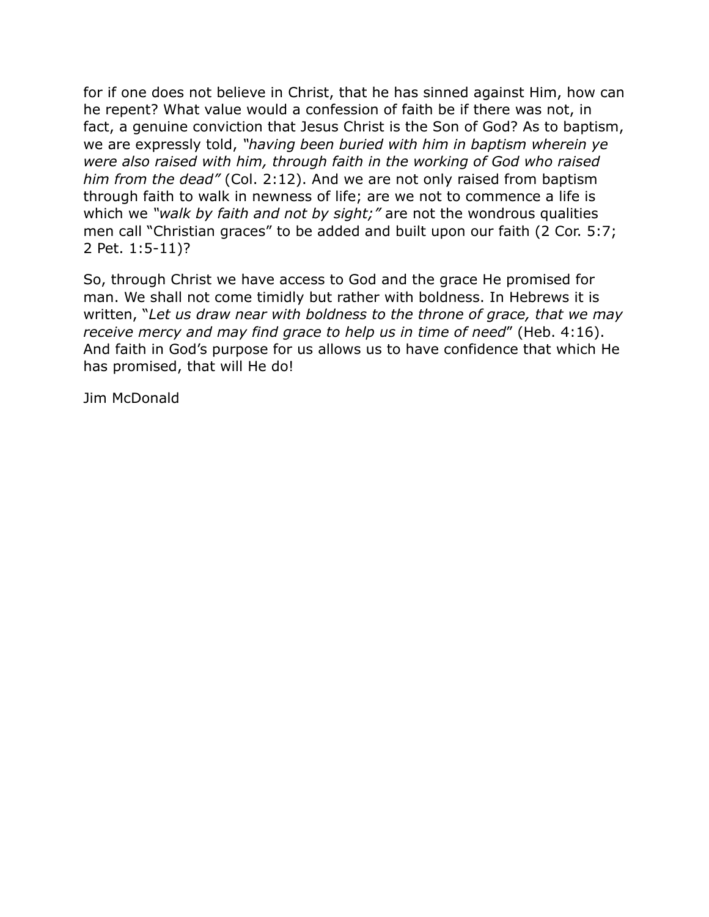for if one does not believe in Christ, that he has sinned against Him, how can he repent? What value would a confession of faith be if there was not, in fact, a genuine conviction that Jesus Christ is the Son of God? As to baptism, we are expressly told, *"having been buried with him in baptism wherein ye were also raised with him, through faith in the working of God who raised him from the dead"* (Col. 2:12). And we are not only raised from baptism through faith to walk in newness of life; are we not to commence a life is which we *"walk by faith and not by sight;"* are not the wondrous qualities men call "Christian graces" to be added and built upon our faith (2 Cor. 5:7; 2 Pet. 1:5-11)?

So, through Christ we have access to God and the grace He promised for man. We shall not come timidly but rather with boldness. In Hebrews it is written, "*Let us draw near with boldness to the throne of grace, that we may receive mercy and may find grace to help us in time of need*" (Heb. 4:16). And faith in God's purpose for us allows us to have confidence that which He has promised, that will He do!

Jim McDonald